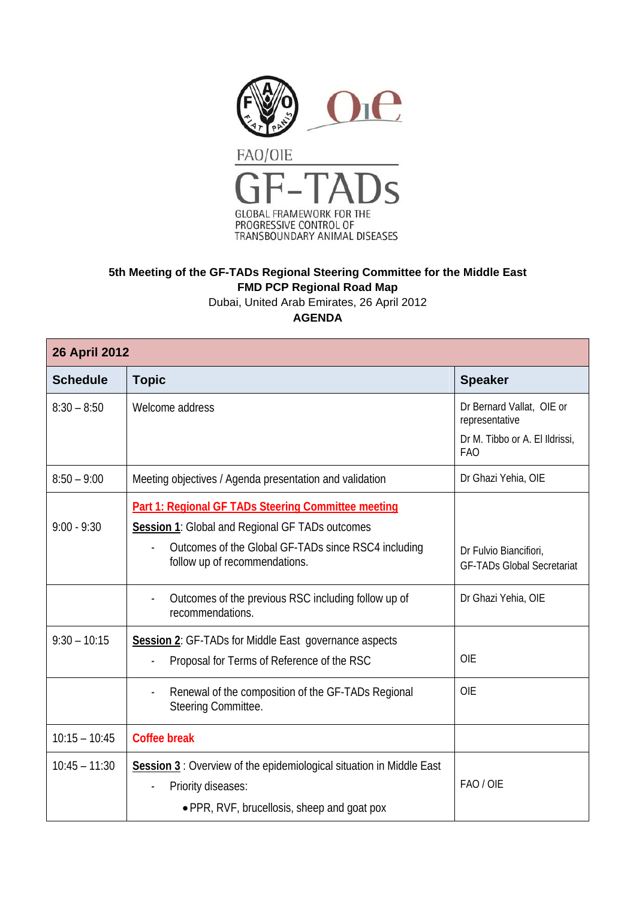FAO/OIE

# GF-TADs

GLOBAL FRAMEWORK FOR THE PROGRESSIVE CONTROL OF TRANSBOUNDARY ANIMAL DISEASES

**5th Meeting of the GF-TADs Regional Steering Committee for the Middle East**
**FMD PCP Regional Road Map**
Dubai, United Arab Emirates, 26 April 2012
**AGENDA**

| **26 April 2012** | | |
|---|---|---|
| **Schedule** | **Topic** | **Speaker** |
| 8:30 – 8:50 | Welcome address | Dr Bernard Vallat, OIE or representative<br>Dr M. Tibbo or A. El Ildrissi, FAO |
| 8:50 – 9:00 | Meeting objectives / Agenda presentation and validation | Dr Ghazi Yehia, OIE |
| 9:00 - 9:30 | **Part 1: Regional GF TADs Steering Committee meeting**<br>**Session 1**: Global and Regional GF TADs outcomes<br>- Outcomes of the Global GF-TADs since RSC4 including follow up of recommendations. | Dr Fulvio Biancifiori, GF-TADs Global Secretariat |
| | - Outcomes of the previous RSC including follow up of recommendations. | Dr Ghazi Yehia, OIE |
| 9:30 – 10:15 | **Session 2**: GF-TADs for Middle East governance aspects<br>- Proposal for Terms of Reference of the RSC | OIE |
| | - Renewal of the composition of the GF-TADs Regional Steering Committee. | OIE |
| 10:15 – 10:45 | **Coffee break** | |
| 10:45 – 11:30 | **Session 3** : Overview of the epidemiological situation in Middle East<br>- Priority diseases:<br>• PPR, RVF, brucellosis, sheep and goat pox | FAO / OIE |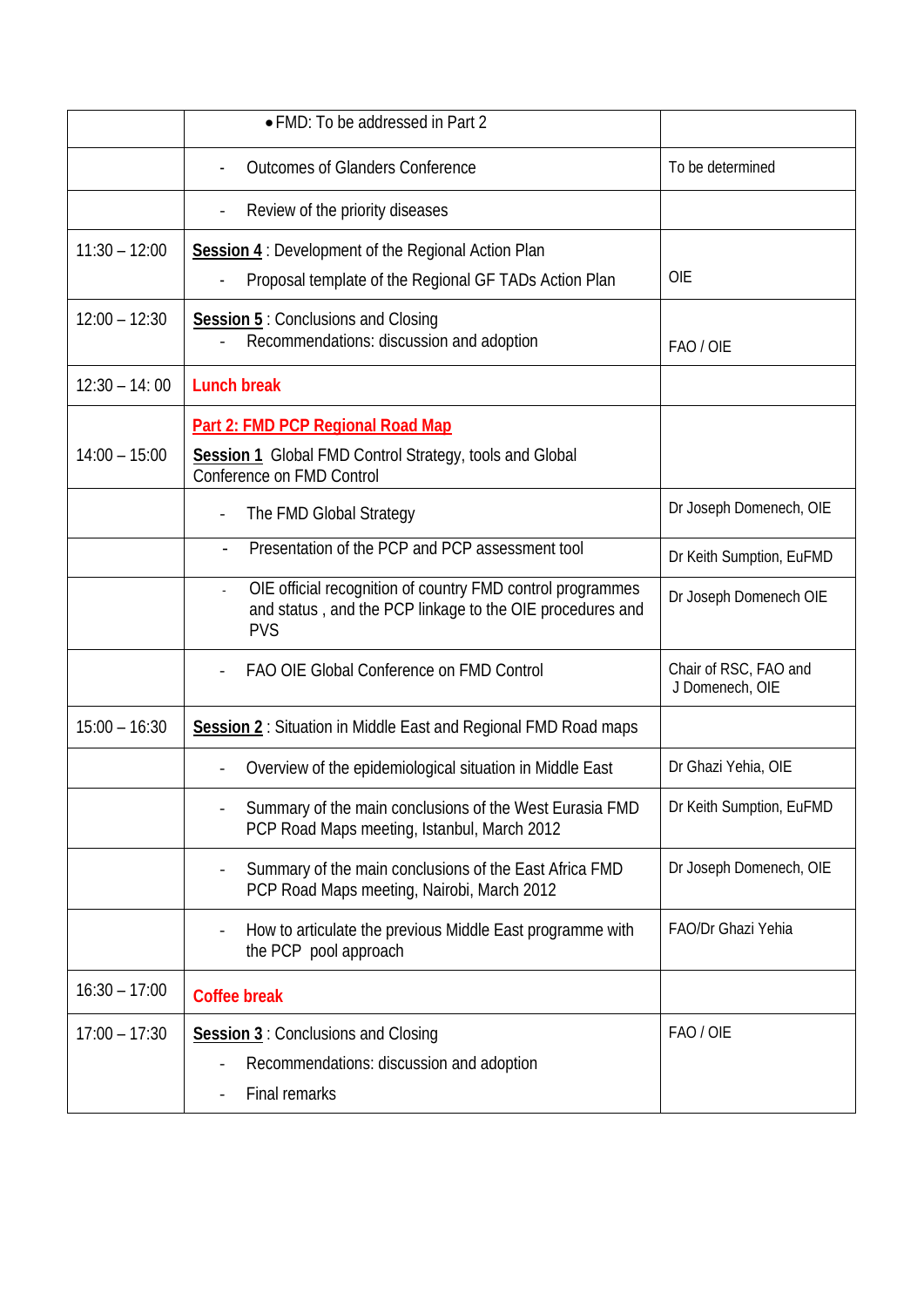| | | |
|---|---|---|
| | • FMD: To be addressed in Part 2 | |
| | - Outcomes of Glanders Conference | To be determined |
| | - Review of the priority diseases | |
| 11:30 – 12:00 | **Session 4** : Development of the Regional Action Plan<br>- Proposal template of the Regional GF TADs Action Plan | OIE |
| 12:00 – 12:30 | **Session 5** : Conclusions and Closing<br>- Recommendations: discussion and adoption | FAO / OIE |
| 12:30 – 14: 00 | **Lunch break** | |
| 14:00 – 15:00 | **Part 2: FMD PCP Regional Road Map**<br>**Session 1** Global FMD Control Strategy, tools and Global Conference on FMD Control | |
| | - The FMD Global Strategy | Dr Joseph Domenech, OIE |
| | - Presentation of the PCP and PCP assessment tool | Dr Keith Sumption, EuFMD |
| | - OIE official recognition of country FMD control programmes and status , and the PCP linkage to the OIE procedures and PVS | Dr Joseph Domenech OIE |
| | - FAO OIE Global Conference on FMD Control | Chair of RSC, FAO and J Domenech, OIE |
| 15:00 – 16:30 | **Session 2** : Situation in Middle East and Regional FMD Road maps | |
| | - Overview of the epidemiological situation in Middle East | Dr Ghazi Yehia, OIE |
| | - Summary of the main conclusions of the West Eurasia FMD PCP Road Maps meeting, Istanbul, March 2012 | Dr Keith Sumption, EuFMD |
| | - Summary of the main conclusions of the East Africa FMD PCP Road Maps meeting, Nairobi, March 2012 | Dr Joseph Domenech, OIE |
| | - How to articulate the previous Middle East programme with the PCP pool approach | FAO/Dr Ghazi Yehia |
| 16:30 – 17:00 | **Coffee break** | |
| 17:00 – 17:30 | **Session 3** : Conclusions and Closing<br>- Recommendations: discussion and adoption<br>- Final remarks | FAO / OIE |